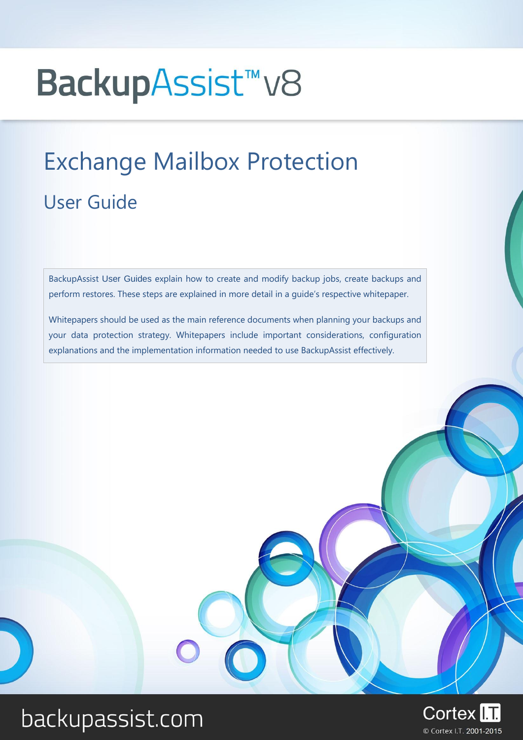# BackupAssist™ v8

## Exchange Mailbox Protection

### User Guide

BackupAssist User Guides explain how to create and modify backup jobs, create backups and perform restores. These steps are explained in more detail in a guide's respective whitepaper.

Whitepapers should be used as the main reference documents when planning your backups and your data protection strategy. Whitepapers include important considerations, configuration explanations and the implementation information needed to use BackupAssist effectively.

backupassist.com

Cortex I.T.

© Cortex I.T. 2001-2015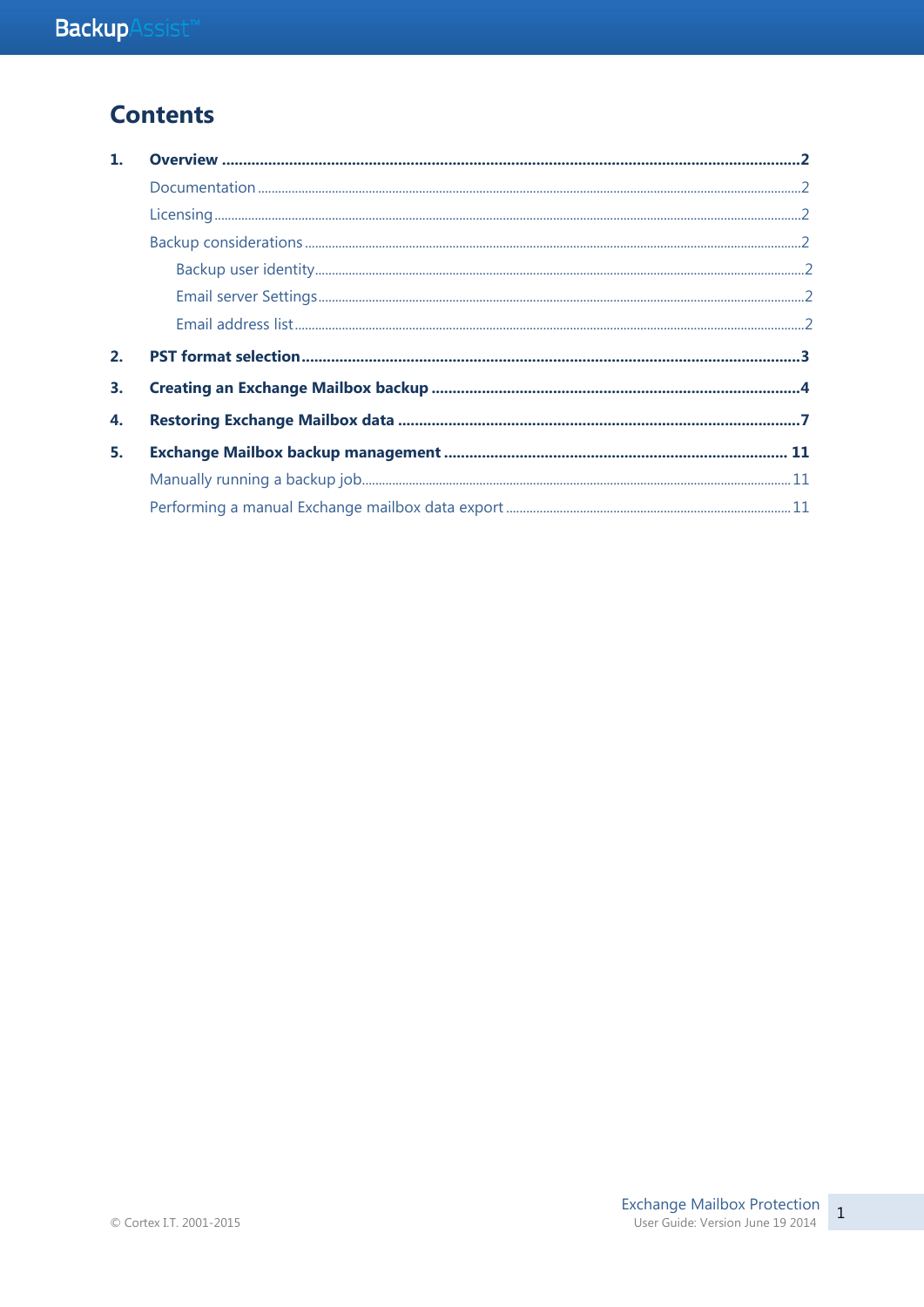# Contents

1. **Overview** ........ 2
   - Documentation ........ 2
   - Licensing ........ 2
   - Backup considerations ........ 2
     - Backup user identity ........ 2
     - Email server Settings ........ 2
     - Email address list ........ 2
2. **PST format selection** ........ 3
3. **Creating an Exchange Mailbox backup** ........ 4
4. **Restoring Exchange Mailbox data** ........ 7
5. **Exchange Mailbox backup management** ........ 11
   - Manually running a backup job ........ 11
   - Performing a manual Exchange mailbox data export ........ 11

© Cortex I.T. 2001-2015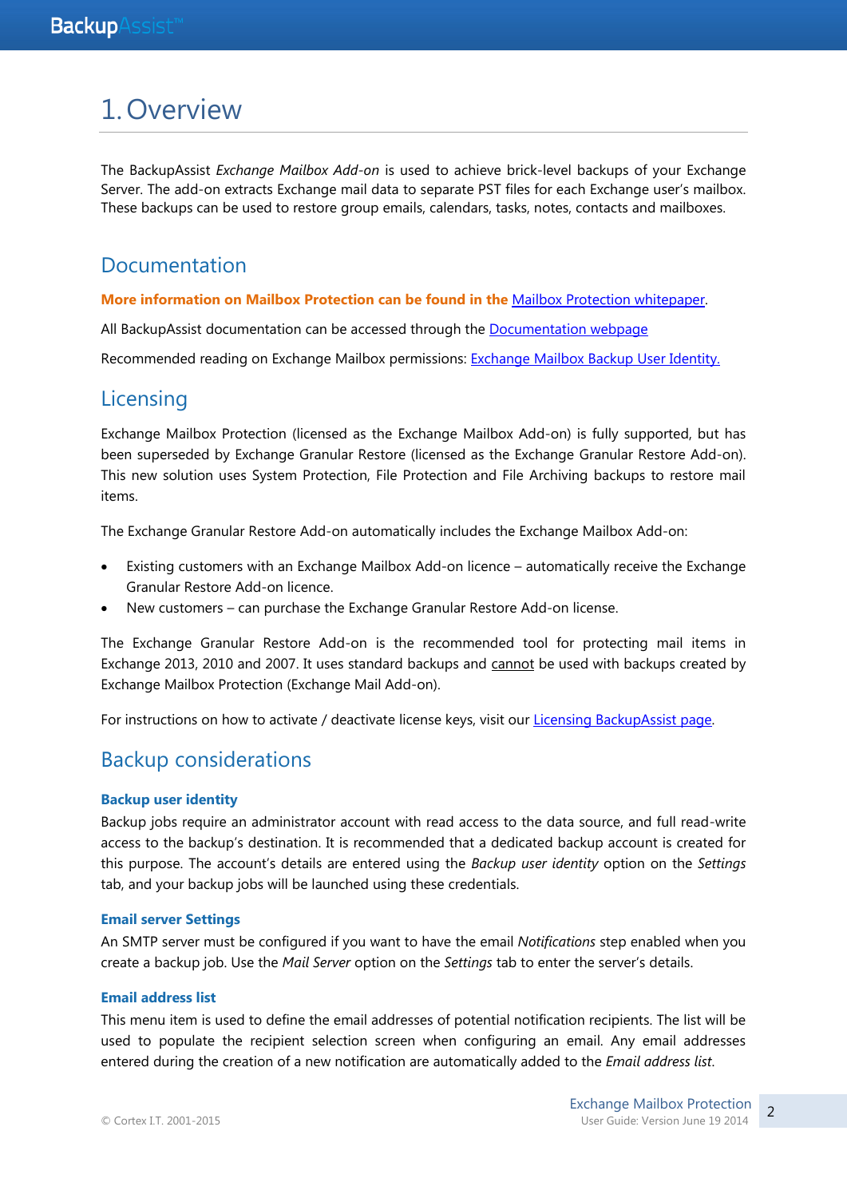# 1. Overview

The BackupAssist *Exchange Mailbox Add-on* is used to achieve brick-level backups of your Exchange Server. The add-on extracts Exchange mail data to separate PST files for each Exchange user's mailbox. These backups can be used to restore group emails, calendars, tasks, notes, contacts and mailboxes.

## Documentation

**More information on Mailbox Protection can be found in the** Mailbox Protection whitepaper.

All BackupAssist documentation can be accessed through the Documentation webpage

Recommended reading on Exchange Mailbox permissions: Exchange Mailbox Backup User Identity.

## Licensing

Exchange Mailbox Protection (licensed as the Exchange Mailbox Add-on) is fully supported, but has been superseded by Exchange Granular Restore (licensed as the Exchange Granular Restore Add-on). This new solution uses System Protection, File Protection and File Archiving backups to restore mail items.

The Exchange Granular Restore Add-on automatically includes the Exchange Mailbox Add-on:

- Existing customers with an Exchange Mailbox Add-on licence – automatically receive the Exchange Granular Restore Add-on licence.
- New customers – can purchase the Exchange Granular Restore Add-on license.

The Exchange Granular Restore Add-on is the recommended tool for protecting mail items in Exchange 2013, 2010 and 2007. It uses standard backups and cannot be used with backups created by Exchange Mailbox Protection (Exchange Mail Add-on).

For instructions on how to activate / deactivate license keys, visit our Licensing BackupAssist page.

## Backup considerations

### Backup user identity

Backup jobs require an administrator account with read access to the data source, and full read-write access to the backup's destination. It is recommended that a dedicated backup account is created for this purpose. The account's details are entered using the *Backup user identity* option on the *Settings* tab, and your backup jobs will be launched using these credentials.

### Email server Settings

An SMTP server must be configured if you want to have the email *Notifications* step enabled when you create a backup job. Use the *Mail Server* option on the *Settings* tab to enter the server's details.

### Email address list

This menu item is used to define the email addresses of potential notification recipients. The list will be used to populate the recipient selection screen when configuring an email. Any email addresses entered during the creation of a new notification are automatically added to the *Email address list*.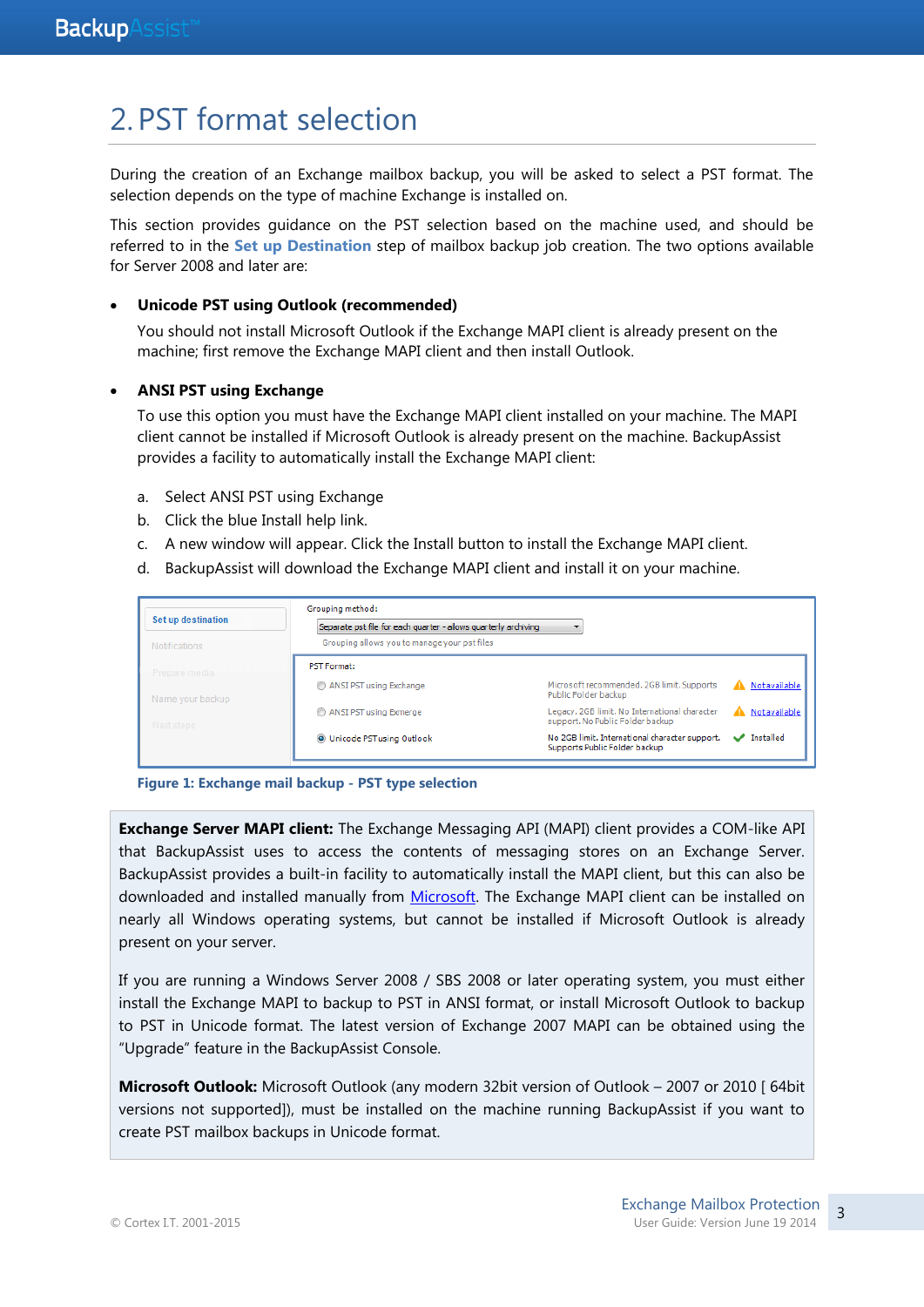# 2. PST format selection

During the creation of an Exchange mailbox backup, you will be asked to select a PST format. The selection depends on the type of machine Exchange is installed on.

This section provides guidance on the PST selection based on the machine used, and should be referred to in the **Set up Destination** step of mailbox backup job creation. The two options available for Server 2008 and later are:

- **Unicode PST using Outlook (recommended)**

  You should not install Microsoft Outlook if the Exchange MAPI client is already present on the machine; first remove the Exchange MAPI client and then install Outlook.

- **ANSI PST using Exchange**

  To use this option you must have the Exchange MAPI client installed on your machine. The MAPI client cannot be installed if Microsoft Outlook is already present on the machine. BackupAssist provides a facility to automatically install the Exchange MAPI client:

  a. Select ANSI PST using Exchange
  b. Click the blue Install help link.
  c. A new window will appear. Click the Install button to install the Exchange MAPI client.
  d. BackupAssist will download the Exchange MAPI client and install it on your machine.

**Figure 1: Exchange mail backup - PST type selection**

**Exchange Server MAPI client:** The Exchange Messaging API (MAPI) client provides a COM-like API that BackupAssist uses to access the contents of messaging stores on an Exchange Server. BackupAssist provides a built-in facility to automatically install the MAPI client, but this can also be downloaded and installed manually from Microsoft. The Exchange MAPI client can be installed on nearly all Windows operating systems, but cannot be installed if Microsoft Outlook is already present on your server.

If you are running a Windows Server 2008 / SBS 2008 or later operating system, you must either install the Exchange MAPI to backup to PST in ANSI format, or install Microsoft Outlook to backup to PST in Unicode format. The latest version of Exchange 2007 MAPI can be obtained using the "Upgrade" feature in the BackupAssist Console.

**Microsoft Outlook:** Microsoft Outlook (any modern 32bit version of Outlook – 2007 or 2010 [ 64bit versions not supported]), must be installed on the machine running BackupAssist if you want to create PST mailbox backups in Unicode format.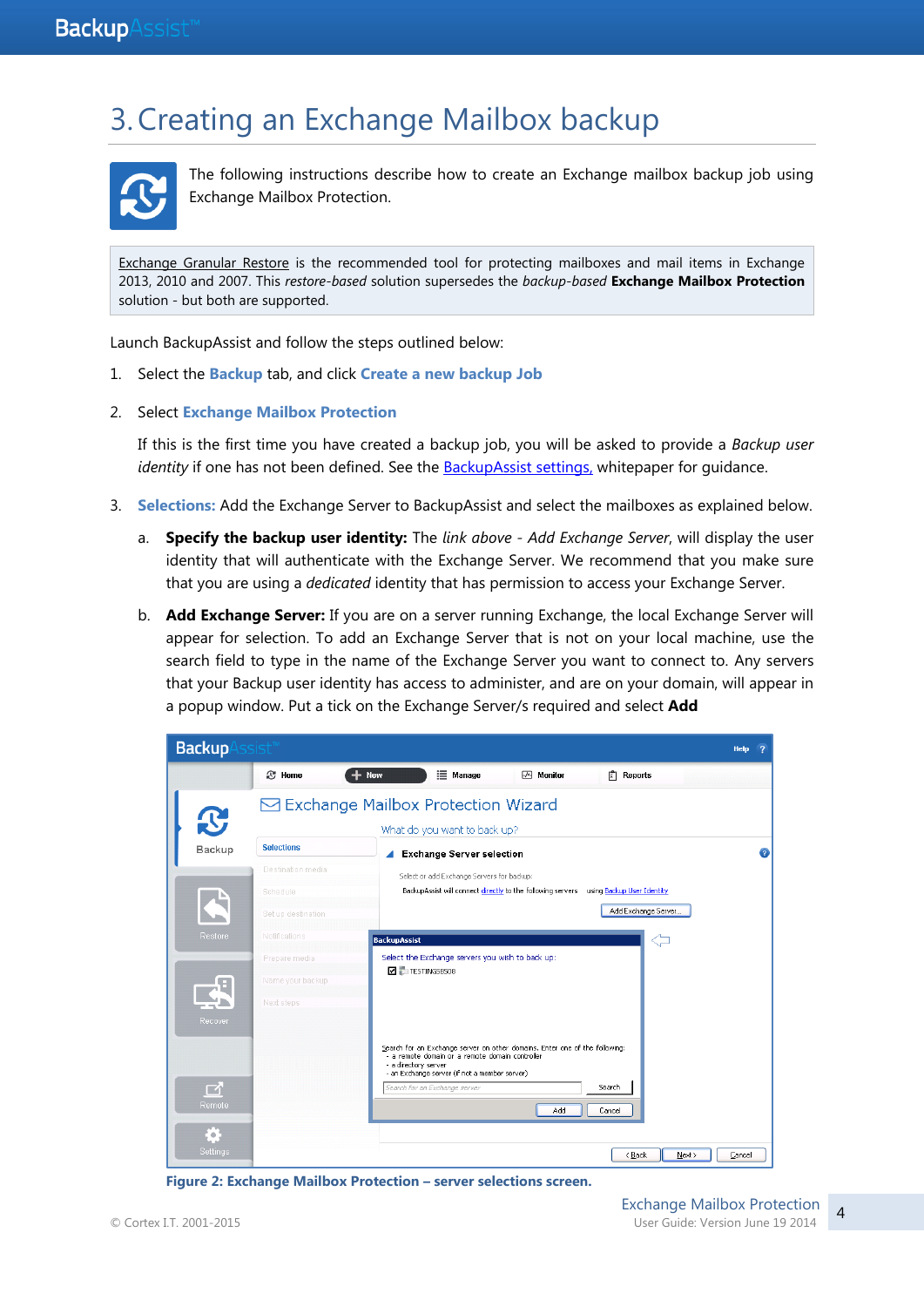# 3. Creating an Exchange Mailbox backup

The following instructions describe how to create an Exchange mailbox backup job using Exchange Mailbox Protection.

Exchange Granular Restore is the recommended tool for protecting mailboxes and mail items in Exchange 2013, 2010 and 2007. This *restore-based* solution supersedes the *backup-based* **Exchange Mailbox Protection** solution - but both are supported.

Launch BackupAssist and follow the steps outlined below:

1. Select the **Backup** tab, and click **Create a new backup Job**
2. Select **Exchange Mailbox Protection**

   If this is the first time you have created a backup job, you will be asked to provide a *Backup user identity* if one has not been defined. See the BackupAssist settings, whitepaper for guidance.

3. **Selections:** Add the Exchange Server to BackupAssist and select the mailboxes as explained below.

   a. **Specify the backup user identity:** The *link above - Add Exchange Server*, will display the user identity that will authenticate with the Exchange Server. We recommend that you make sure that you are using a *dedicated* identity that has permission to access your Exchange Server.

   b. **Add Exchange Server:** If you are on a server running Exchange, the local Exchange Server will appear for selection. To add an Exchange Server that is not on your local machine, use the search field to type in the name of the Exchange Server you want to connect to. Any servers that your Backup user identity has access to administer, and are on your domain, will appear in a popup window. Put a tick on the Exchange Server/s required and select **Add**

**Figure 2: Exchange Mailbox Protection – server selections screen.**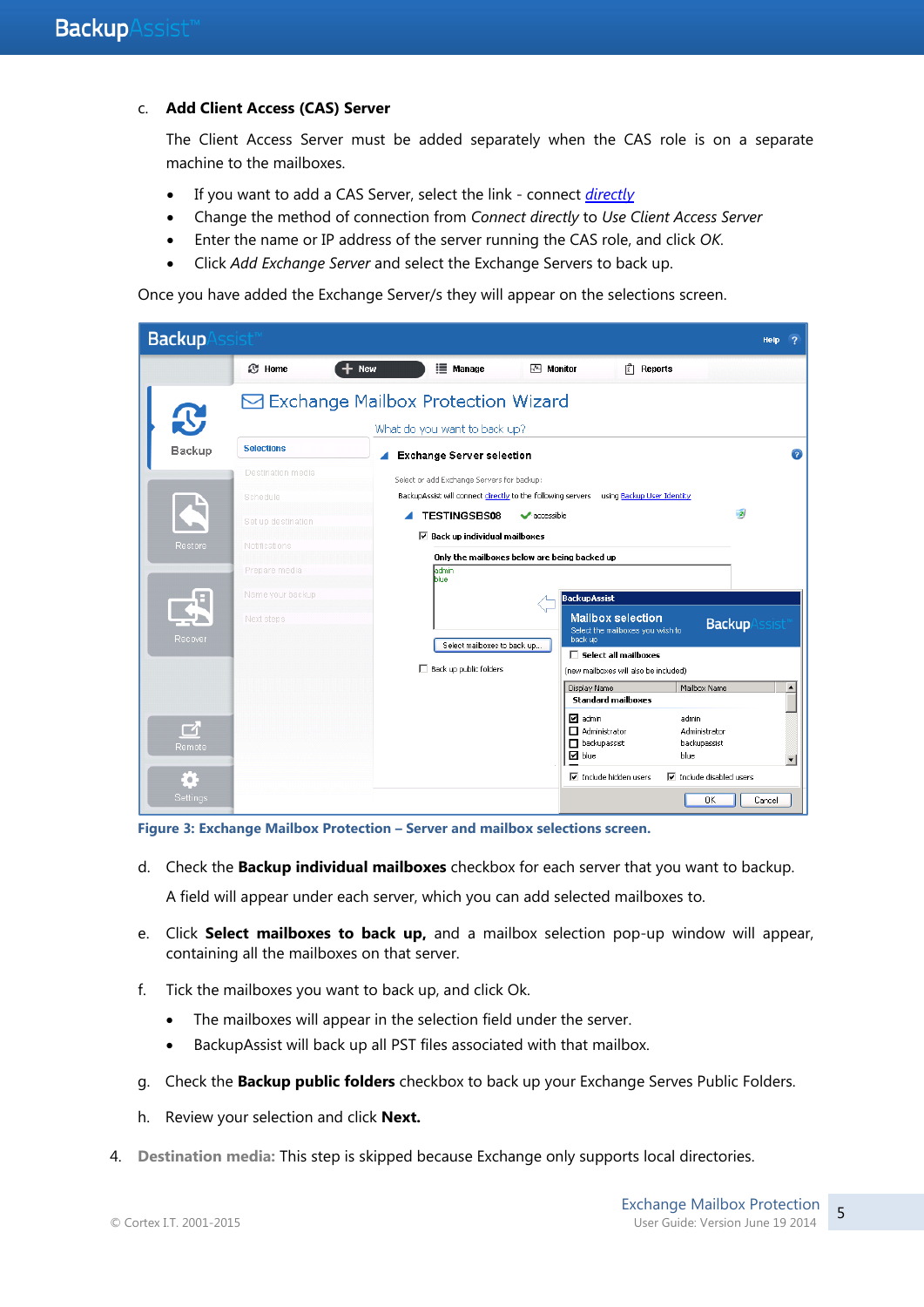c. **Add Client Access (CAS) Server**

The Client Access Server must be added separately when the CAS role is on a separate machine to the mailboxes.

- If you want to add a CAS Server, select the link - connect *directly*
- Change the method of connection from *Connect directly* to *Use Client Access Server*
- Enter the name or IP address of the server running the CAS role, and click *OK.*
- Click *Add Exchange Server* and select the Exchange Servers to back up.

Once you have added the Exchange Server/s they will appear on the selections screen.

**Figure 3: Exchange Mailbox Protection – Server and mailbox selections screen.**

d. Check the **Backup individual mailboxes** checkbox for each server that you want to backup.

A field will appear under each server, which you can add selected mailboxes to.

e. Click **Select mailboxes to back up,** and a mailbox selection pop-up window will appear, containing all the mailboxes on that server.

f. Tick the mailboxes you want to back up, and click Ok.

- The mailboxes will appear in the selection field under the server.
- BackupAssist will back up all PST files associated with that mailbox.

g. Check the **Backup public folders** checkbox to back up your Exchange Serves Public Folders.

h. Review your selection and click **Next.**

4. **Destination media:** This step is skipped because Exchange only supports local directories.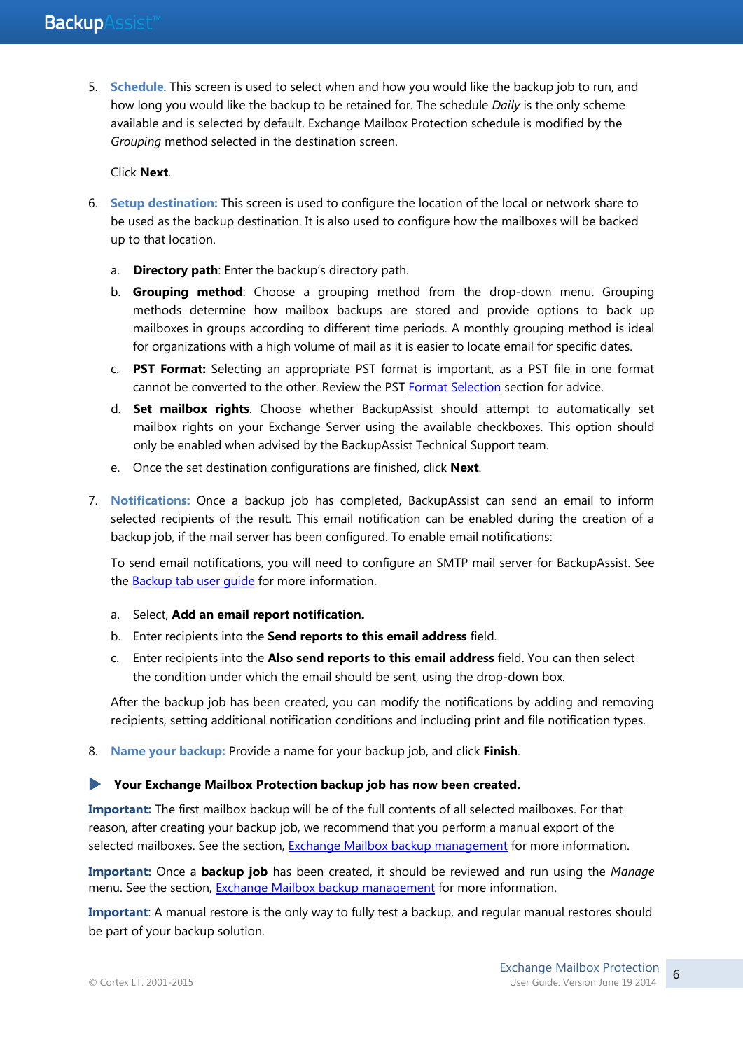5. **Schedule**. This screen is used to select when and how you would like the backup job to run, and how long you would like the backup to be retained for. The schedule *Daily* is the only scheme available and is selected by default. Exchange Mailbox Protection schedule is modified by the *Grouping* method selected in the destination screen.

   Click **Next**.

6. **Setup destination:** This screen is used to configure the location of the local or network share to be used as the backup destination. It is also used to configure how the mailboxes will be backed up to that location.

   a. **Directory path**: Enter the backup's directory path.
   b. **Grouping method**: Choose a grouping method from the drop-down menu. Grouping methods determine how mailbox backups are stored and provide options to back up mailboxes in groups according to different time periods. A monthly grouping method is ideal for organizations with a high volume of mail as it is easier to locate email for specific dates.
   c. **PST Format:** Selecting an appropriate PST format is important, as a PST file in one format cannot be converted to the other. Review the PST Format Selection section for advice.
   d. **Set mailbox rights**. Choose whether BackupAssist should attempt to automatically set mailbox rights on your Exchange Server using the available checkboxes. This option should only be enabled when advised by the BackupAssist Technical Support team.
   e. Once the set destination configurations are finished, click **Next**.

7. **Notifications:** Once a backup job has completed, BackupAssist can send an email to inform selected recipients of the result. This email notification can be enabled during the creation of a backup job, if the mail server has been configured. To enable email notifications:

   To send email notifications, you will need to configure an SMTP mail server for BackupAssist. See the Backup tab user guide for more information.

   a. Select, **Add an email report notification.**
   b. Enter recipients into the **Send reports to this email address** field.
   c. Enter recipients into the **Also send reports to this email address** field. You can then select the condition under which the email should be sent, using the drop-down box.

   After the backup job has been created, you can modify the notifications by adding and removing recipients, setting additional notification conditions and including print and file notification types.

8. **Name your backup:** Provide a name for your backup job, and click **Finish**.

▶ **Your Exchange Mailbox Protection backup job has now been created.**

**Important:** The first mailbox backup will be of the full contents of all selected mailboxes. For that reason, after creating your backup job, we recommend that you perform a manual export of the selected mailboxes. See the section, Exchange Mailbox backup management for more information.

**Important:** Once a **backup job** has been created, it should be reviewed and run using the *Manage* menu. See the section, Exchange Mailbox backup management for more information.

**Important**: A manual restore is the only way to fully test a backup, and regular manual restores should be part of your backup solution.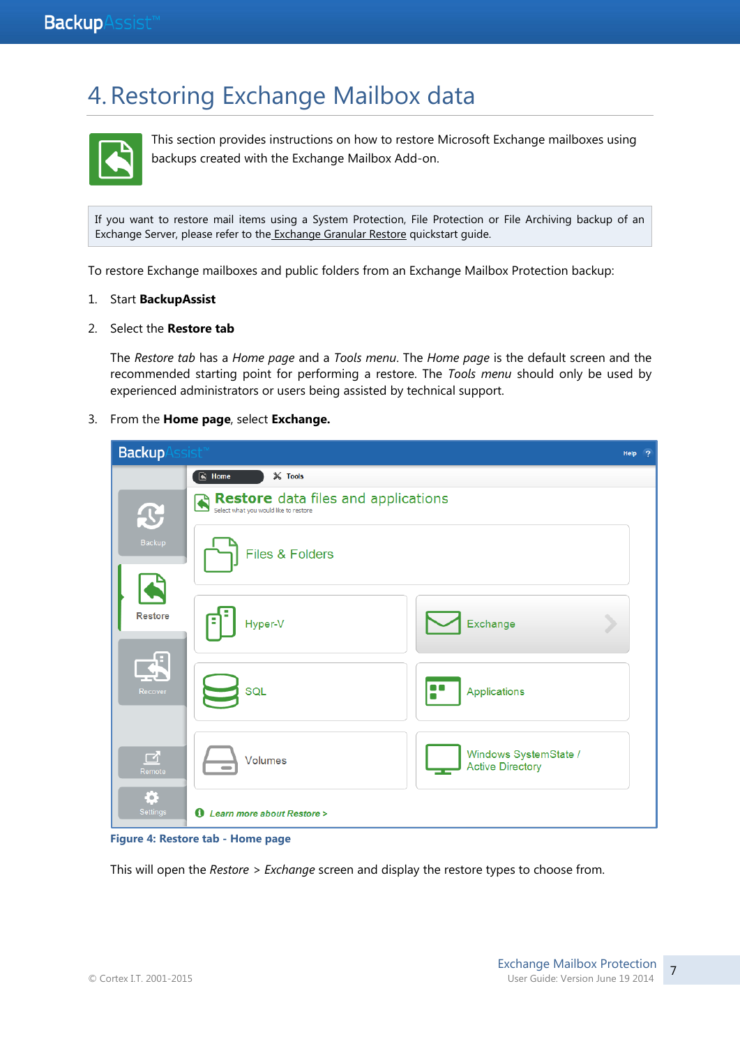# 4. Restoring Exchange Mailbox data

This section provides instructions on how to restore Microsoft Exchange mailboxes using backups created with the Exchange Mailbox Add-on.

> If you want to restore mail items using a System Protection, File Protection or File Archiving backup of an Exchange Server, please refer to the Exchange Granular Restore quickstart guide.

To restore Exchange mailboxes and public folders from an Exchange Mailbox Protection backup:

1. Start **BackupAssist**
2. Select the **Restore tab**

   The *Restore tab* has a *Home page* and a *Tools menu*. The *Home page* is the default screen and the recommended starting point for performing a restore. The *Tools menu* should only be used by experienced administrators or users being assisted by technical support.

3. From the **Home page**, select **Exchange.**

**Figure 4: Restore tab - Home page**

This will open the *Restore* > *Exchange* screen and display the restore types to choose from.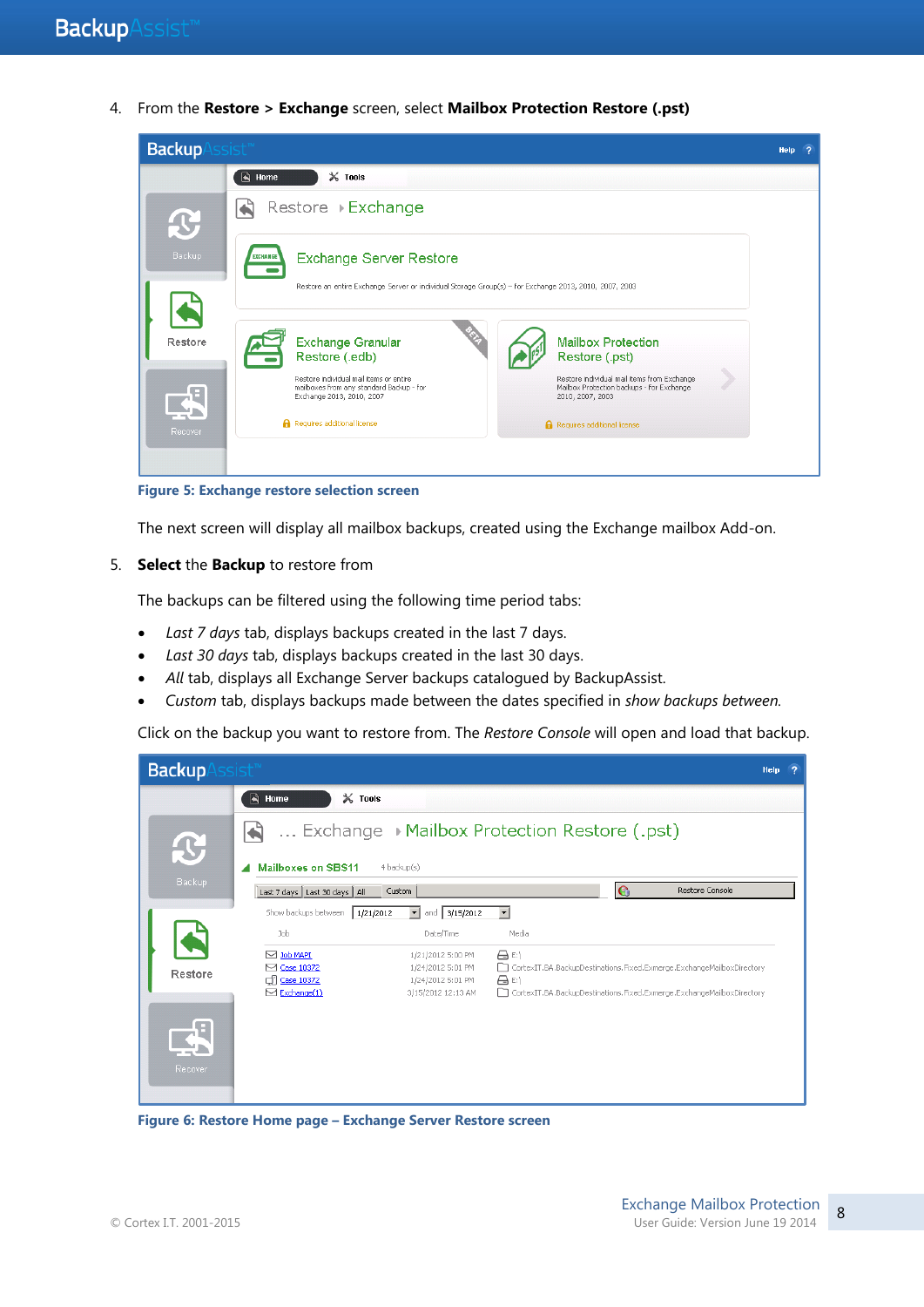4. From the **Restore > Exchange** screen, select **Mailbox Protection Restore (.pst)**

Figure 5: Exchange restore selection screen

The next screen will display all mailbox backups, created using the Exchange mailbox Add-on.

5. **Select** the **Backup** to restore from

The backups can be filtered using the following time period tabs:

- *Last 7 days* tab, displays backups created in the last 7 days.
- *Last 30 days* tab, displays backups created in the last 30 days.
- *All* tab, displays all Exchange Server backups catalogued by BackupAssist.
- *Custom* tab, displays backups made between the dates specified in *show backups between.*

Click on the backup you want to restore from. The *Restore Console* will open and load that backup.

Figure 6: Restore Home page – Exchange Server Restore screen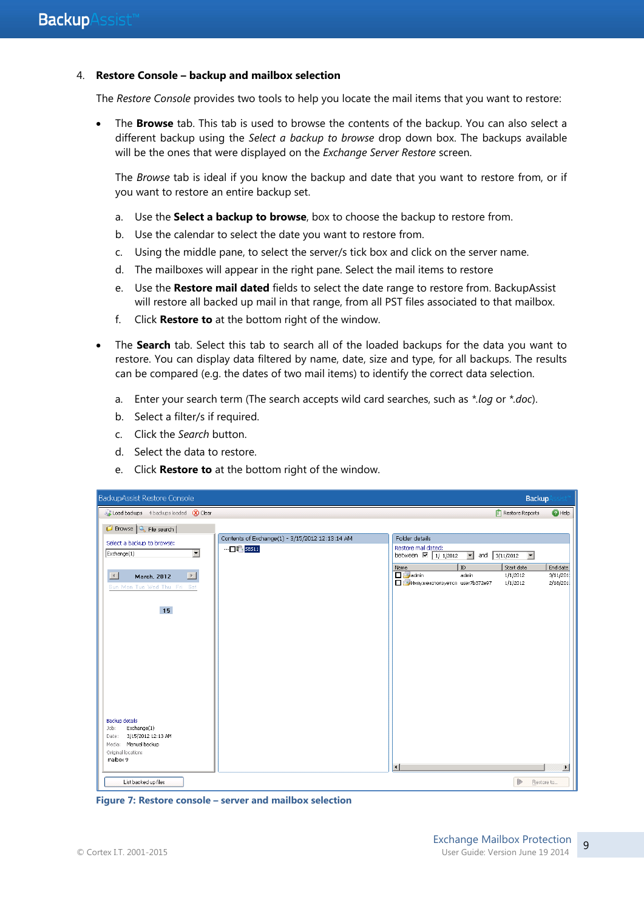4. **Restore Console – backup and mailbox selection**

The *Restore Console* provides two tools to help you locate the mail items that you want to restore:

- The **Browse** tab. This tab is used to browse the contents of the backup. You can also select a different backup using the *Select a backup to browse* drop down box. The backups available will be the ones that were displayed on the *Exchange Server Restore* screen.

  The *Browse* tab is ideal if you know the backup and date that you want to restore from, or if you want to restore an entire backup set.

  a. Use the **Select a backup to browse**, box to choose the backup to restore from.
  b. Use the calendar to select the date you want to restore from.
  c. Using the middle pane, to select the server/s tick box and click on the server name.
  d. The mailboxes will appear in the right pane. Select the mail items to restore
  e. Use the **Restore mail dated** fields to select the date range to restore from. BackupAssist will restore all backed up mail in that range, from all PST files associated to that mailbox.
  f. Click **Restore to** at the bottom right of the window.

- The **Search** tab. Select this tab to search all of the loaded backups for the data you want to restore. You can display data filtered by name, date, size and type, for all backups. The results can be compared (e.g. the dates of two mail items) to identify the correct data selection.

  a. Enter your search term (The search accepts wild card searches, such as *\*.log* or *\*.doc*).
  b. Select a filter/s if required.
  c. Click the *Search* button.
  d. Select the data to restore.
  e. Click **Restore to** at the bottom right of the window.

**Figure 7: Restore console – server and mailbox selection**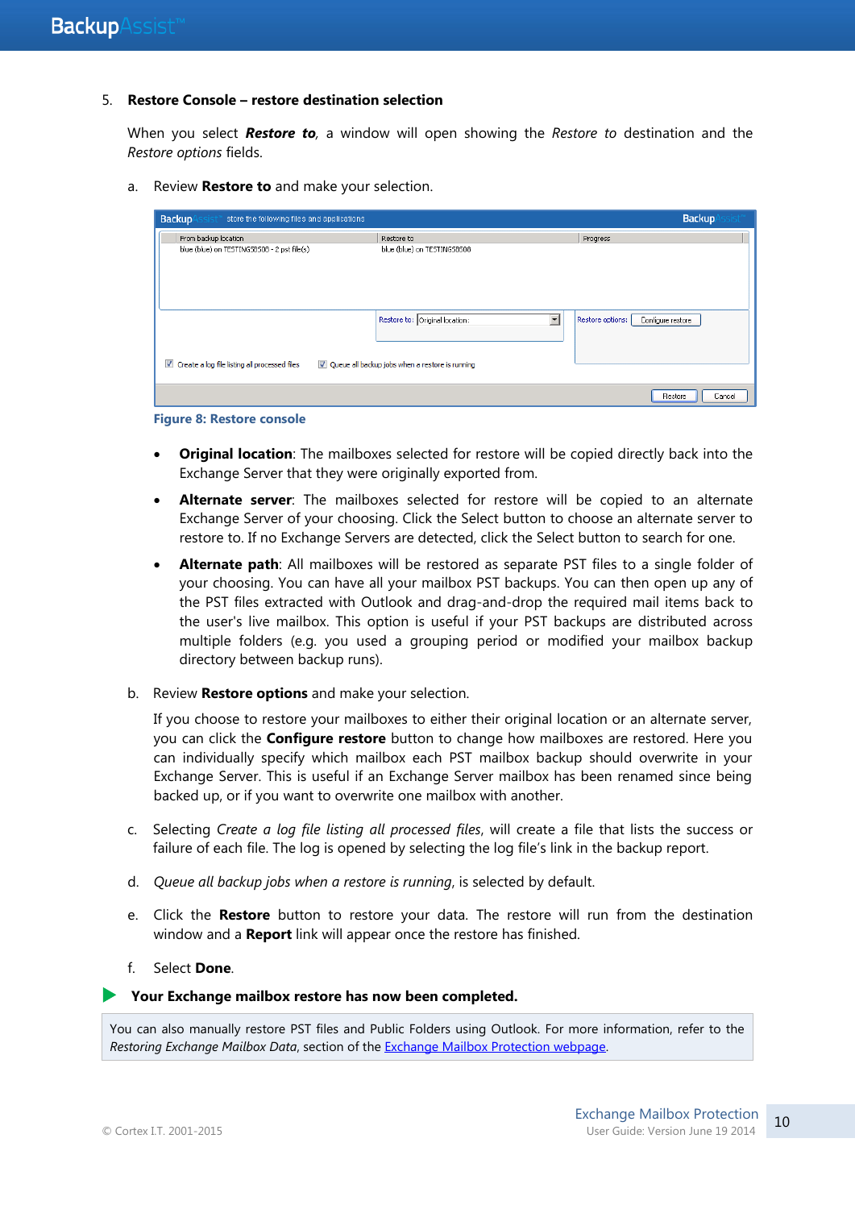5. **Restore Console – restore destination selection**

   When you select ***Restore to***, a window will open showing the *Restore to* destination and the *Restore options* fields.

   a. Review **Restore to** and make your selection.

   **Figure 8: Restore console**

   - **Original location**: The mailboxes selected for restore will be copied directly back into the Exchange Server that they were originally exported from.
   - **Alternate server**: The mailboxes selected for restore will be copied to an alternate Exchange Server of your choosing. Click the Select button to choose an alternate server to restore to. If no Exchange Servers are detected, click the Select button to search for one.
   - **Alternate path**: All mailboxes will be restored as separate PST files to a single folder of your choosing. You can have all your mailbox PST backups. You can then open up any of the PST files extracted with Outlook and drag-and-drop the required mail items back to the user's live mailbox. This option is useful if your PST backups are distributed across multiple folders (e.g. you used a grouping period or modified your mailbox backup directory between backup runs).

   b. Review **Restore options** and make your selection.

   If you choose to restore your mailboxes to either their original location or an alternate server, you can click the **Configure restore** button to change how mailboxes are restored. Here you can individually specify which mailbox each PST mailbox backup should overwrite in your Exchange Server. This is useful if an Exchange Server mailbox has been renamed since being backed up, or if you want to overwrite one mailbox with another.

   c. Selecting *Create a log file listing all processed files*, will create a file that lists the success or failure of each file. The log is opened by selecting the log file's link in the backup report.

   d. *Queue all backup jobs when a restore is running*, is selected by default.

   e. Click the **Restore** button to restore your data. The restore will run from the destination window and a **Report** link will appear once the restore has finished.

   f. Select **Done**.

**Your Exchange mailbox restore has now been completed.**

You can also manually restore PST files and Public Folders using Outlook. For more information, refer to the *Restoring Exchange Mailbox Data*, section of the Exchange Mailbox Protection webpage.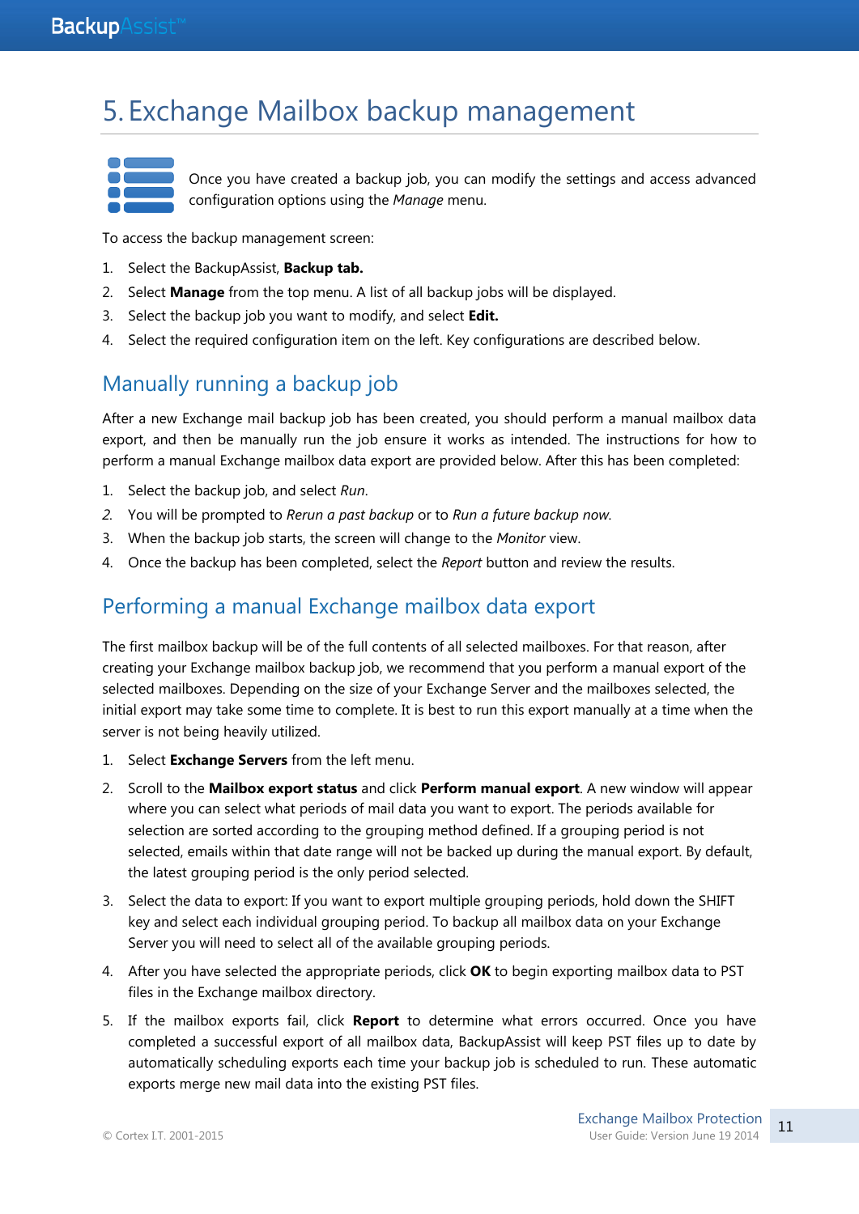# 5. Exchange Mailbox backup management

Once you have created a backup job, you can modify the settings and access advanced configuration options using the *Manage* menu.

To access the backup management screen:

1. Select the BackupAssist, **Backup tab.**
2. Select **Manage** from the top menu. A list of all backup jobs will be displayed.
3. Select the backup job you want to modify, and select **Edit.**
4. Select the required configuration item on the left. Key configurations are described below.

## Manually running a backup job

After a new Exchange mail backup job has been created, you should perform a manual mailbox data export, and then be manually run the job ensure it works as intended. The instructions for how to perform a manual Exchange mailbox data export are provided below. After this has been completed:

1. Select the backup job, and select *Run*.
2. You will be prompted to *Rerun a past backup* or to *Run a future backup now.*
3. When the backup job starts, the screen will change to the *Monitor* view.
4. Once the backup has been completed, select the *Report* button and review the results.

## Performing a manual Exchange mailbox data export

The first mailbox backup will be of the full contents of all selected mailboxes. For that reason, after creating your Exchange mailbox backup job, we recommend that you perform a manual export of the selected mailboxes. Depending on the size of your Exchange Server and the mailboxes selected, the initial export may take some time to complete. It is best to run this export manually at a time when the server is not being heavily utilized.

1. Select **Exchange Servers** from the left menu.
2. Scroll to the **Mailbox export status** and click **Perform manual export**. A new window will appear where you can select what periods of mail data you want to export. The periods available for selection are sorted according to the grouping method defined. If a grouping period is not selected, emails within that date range will not be backed up during the manual export. By default, the latest grouping period is the only period selected.
3. Select the data to export: If you want to export multiple grouping periods, hold down the SHIFT key and select each individual grouping period. To backup all mailbox data on your Exchange Server you will need to select all of the available grouping periods.
4. After you have selected the appropriate periods, click **OK** to begin exporting mailbox data to PST files in the Exchange mailbox directory.
5. If the mailbox exports fail, click **Report** to determine what errors occurred. Once you have completed a successful export of all mailbox data, BackupAssist will keep PST files up to date by automatically scheduling exports each time your backup job is scheduled to run. These automatic exports merge new mail data into the existing PST files.